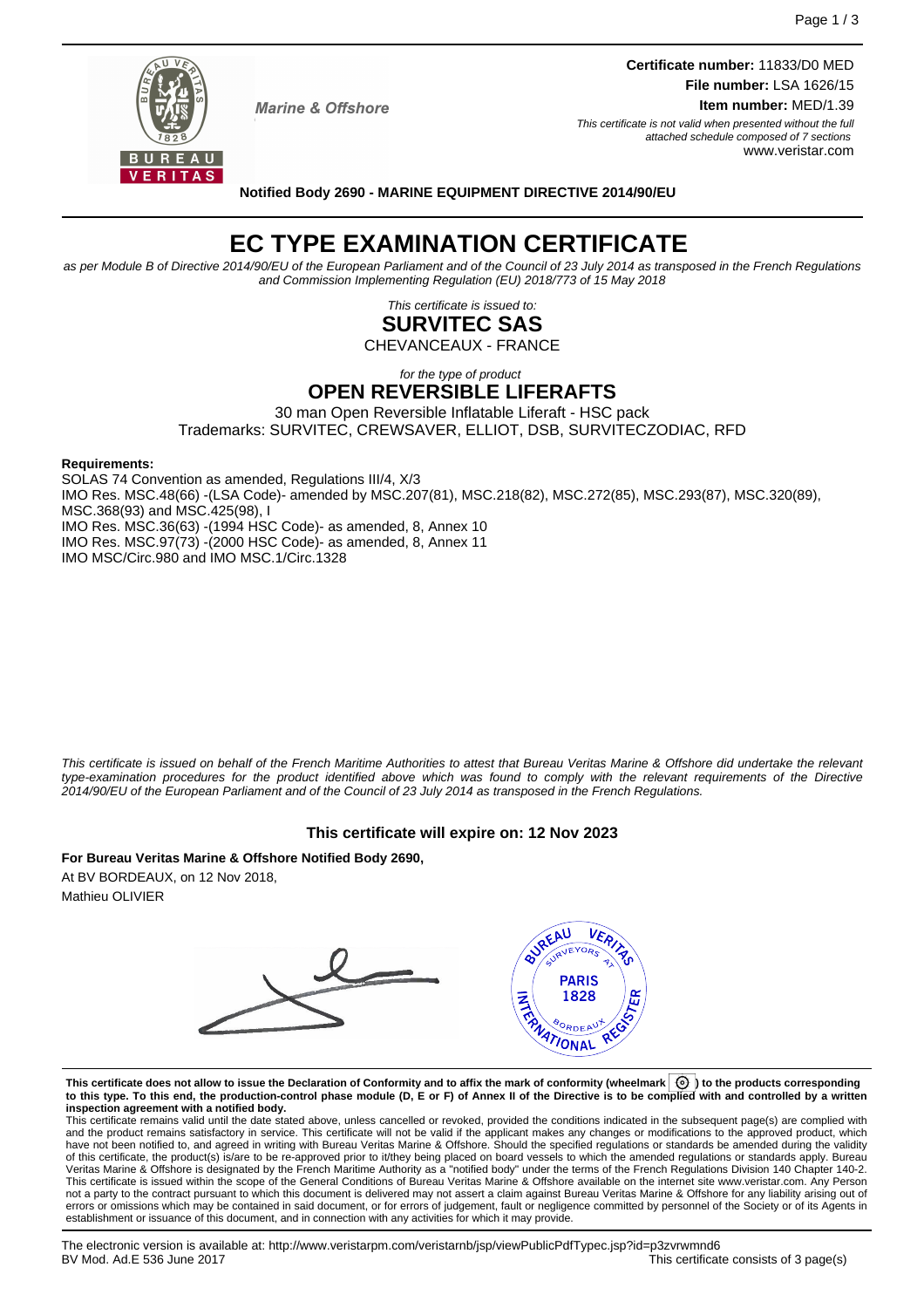Marine & Offshore

**Certificate number:** 11833/D0 MED
**File number:** LSA 1626/15
**Item number:** MED/1.39

*This certificate is not valid when presented without the full attached schedule composed of 7 sections*
www.veristar.com

**Notified Body 2690 - MARINE EQUIPMENT DIRECTIVE 2014/90/EU**

# EC TYPE EXAMINATION CERTIFICATE

*as per Module B of Directive 2014/90/EU of the European Parliament and of the Council of 23 July 2014 as transposed in the French Regulations and Commission Implementing Regulation (EU) 2018/773 of 15 May 2018*

*This certificate is issued to:*

## SURVITEC SAS

CHEVANCEAUX - FRANCE

*for the type of product*

## OPEN REVERSIBLE LIFERAFTS

30 man Open Reversible Inflatable Liferaft - HSC pack
Trademarks: SURVITEC, CREWSAVER, ELLIOT, DSB, SURVITECZODIAC, RFD

**Requirements:**

SOLAS 74 Convention as amended, Regulations III/4, X/3
IMO Res. MSC.48(66) -(LSA Code)- amended by MSC.207(81), MSC.218(82), MSC.272(85), MSC.293(87), MSC.320(89), MSC.368(93) and MSC.425(98), I
IMO Res. MSC.36(63) -(1994 HSC Code)- as amended, 8, Annex 10
IMO Res. MSC.97(73) -(2000 HSC Code)- as amended, 8, Annex 11
IMO MSC/Circ.980 and IMO MSC.1/Circ.1328

*This certificate is issued on behalf of the French Maritime Authorities to attest that Bureau Veritas Marine & Offshore did undertake the relevant type-examination procedures for the product identified above which was found to comply with the relevant requirements of the Directive 2014/90/EU of the European Parliament and of the Council of 23 July 2014 as transposed in the French Regulations.*

**This certificate will expire on: 12 Nov 2023**

**For Bureau Veritas Marine & Offshore Notified Body 2690,**
At BV BORDEAUX, on 12 Nov 2018,
Mathieu OLIVIER

**This certificate does not allow to issue the Declaration of Conformity and to affix the mark of conformity (wheelmark) to the products corresponding to this type. To this end, the production-control phase module (D, E or F) of Annex II of the Directive is to be complied with and controlled by a written inspection agreement with a notified body.**

This certificate remains valid until the date stated above, unless cancelled or revoked, provided the conditions indicated in the subsequent page(s) are complied with and the product remains satisfactory in service. This certificate will not be valid if the applicant makes any changes or modifications to the approved product, which have not been notified to, and agreed in writing with Bureau Veritas Marine & Offshore. Should the specified regulations or standards be amended during the validity of this certificate, the product(s) is/are to be re-approved prior to it/they being placed on board vessels to which the amended regulations or standards apply. Bureau Veritas Marine & Offshore is designated by the French Maritime Authority as a "notified body" under the terms of the French Regulations Division 140 Chapter 140-2. This certificate is issued within the scope of the General Conditions of Bureau Veritas Marine & Offshore available on the internet site www.veristar.com. Any Person not a party to the contract pursuant to which this document is delivered may not assert a claim against Bureau Veritas Marine & Offshore for any liability arising out of errors or omissions which may be contained in said document, or for errors of judgement, fault or negligence committed by personnel of the Society or of its Agents in establishment or issuance of this document, and in connection with any activities for which it may provide.

The electronic version is available at: http://www.veristarpm.com/veristarnb/jsp/viewPublicPdfTypec.jsp?id=p3zvrwmnd6
BV Mod. Ad.E 536 June 2017
This certificate consists of 3 page(s)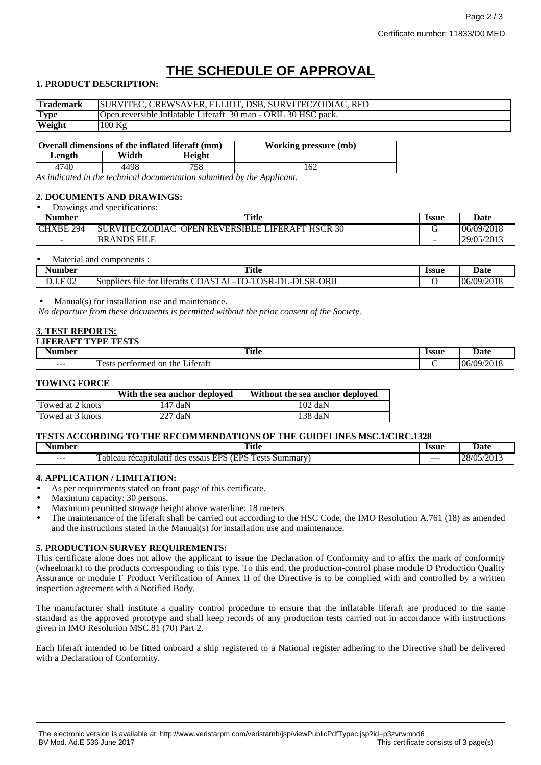Certificate number: 11833/D0 MED

# THE SCHEDULE OF APPROVAL

## 1. PRODUCT DESCRIPTION:

| | |
|---|---|
| **Trademark** | SURVITEC, CREWSAVER, ELLIOT, DSB, SURVITECZODIAC, RFD |
| **Type** | Open reversible Inflatable Liferaft 30 man - ORIL 30 HSC pack. |
| **Weight** | 100 Kg |

| Overall dimensions of the inflated liferaft (mm) | | | Working pressure (mb) |
|---|---|---|---|
| **Length** | **Width** | **Height** | |
| 4740 | 4498 | 758 | 162 |

*As indicated in the technical documentation submitted by the Applicant.*

## 2. DOCUMENTS AND DRAWINGS:

- Drawings and specifications:

| Number | Title | Issue | Date |
|---|---|---|---|
| CHXBE 294 | SURVITECZODIAC OPEN REVERSIBLE LIFERAFT HSCR 30 | G | 06/09/2018 |
| - | BRANDS FILE | - | 29/05/2013 |

- Material and components :

| Number | Title | Issue | Date |
|---|---|---|---|
| D.I.F 02 | Suppliers file for liferafts COASTAL-TO-TOSR-DL-DLSR-ORIL | O | 06/09/2018 |

- Manual(s) for installation use and maintenance.

*No departure from these documents is permitted without the prior consent of the Society.*

## 3. TEST REPORTS:

**LIFERAFT TYPE TESTS**

| Number | Title | Issue | Date |
|---|---|---|---|
| --- | Tests performed on the Liferaft | C | 06/09/2018 |

**TOWING FORCE**

| | With the sea anchor deployed | Without the sea anchor deployed |
|---|---|---|
| Towed at 2 knots | 147 daN | 102 daN |
| Towed at 3 knots | 227 daN | 138 daN |

**TESTS ACCORDING TO THE RECOMMENDATIONS OF THE GUIDELINES MSC.1/CIRC.1328**

| Number | Title | Issue | Date |
|---|---|---|---|
| --- | Tableau récapitulatif des essais EPS (EPS Tests Summary) | --- | 28/05/2013 |

## 4. APPLICATION / LIMITATION:

- As per requirements stated on front page of this certificate.
- Maximum capacity: 30 persons.
- Maximum permitted stowage height above waterline: 18 meters
- The maintenance of the liferaft shall be carried out according to the HSC Code, the IMO Resolution A.761 (18) as amended and the instructions stated in the Manual(s) for installation use and maintenance.

## 5. PRODUCTION SURVEY REQUIREMENTS:

This certificate alone does not allow the applicant to issue the Declaration of Conformity and to affix the mark of conformity (wheelmark) to the products corresponding to this type. To this end, the production-control phase module D Production Quality Assurance or module F Product Verification of Annex II of the Directive is to be complied with and controlled by a written inspection agreement with a Notified Body.

The manufacturer shall institute a quality control procedure to ensure that the inflatable liferaft are produced to the same standard as the approved prototype and shall keep records of any production tests carried out in accordance with instructions given in IMO Resolution MSC.81 (70) Part 2.

Each liferaft intended to be fitted onboard a ship registered to a National register adhering to the Directive shall be delivered with a Declaration of Conformity.

The electronic version is available at: http://www.veristarpm.com/veristarnb/jsp/viewPublicPdfTypec.jsp?id=p3zvrwmnd6
BV Mod. Ad.E 536 June 2017 — This certificate consists of 3 page(s)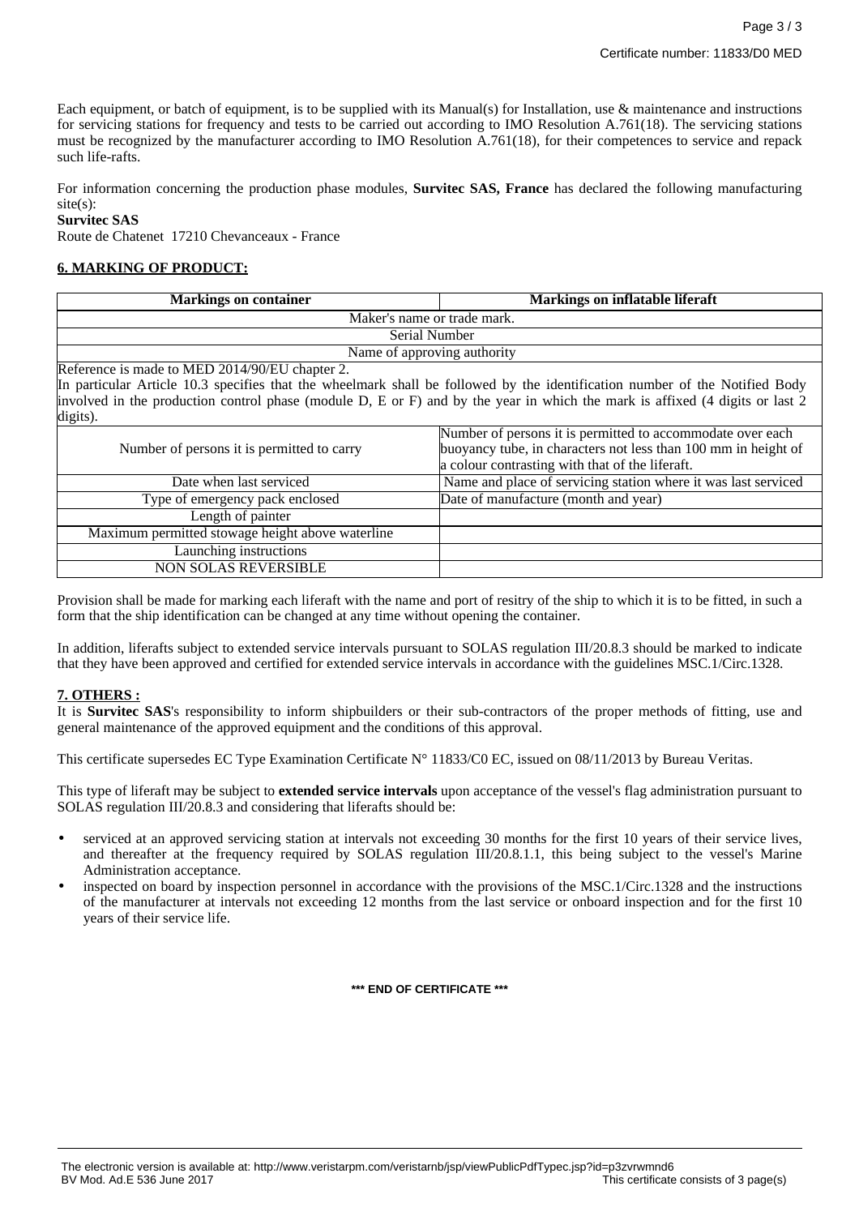Each equipment, or batch of equipment, is to be supplied with its Manual(s) for Installation, use & maintenance and instructions for servicing stations for frequency and tests to be carried out according to IMO Resolution A.761(18). The servicing stations must be recognized by the manufacturer according to IMO Resolution A.761(18), for their competences to service and repack such life-rafts.

For information concerning the production phase modules, **Survitec SAS, France** has declared the following manufacturing site(s):
**Survitec SAS**
Route de Chatenet 17210 Chevanceaux - France

## 6. MARKING OF PRODUCT:

| **Markings on container** | **Markings on inflatable liferaft** |
|---|---|
| Maker's name or trade mark. | |
| Serial Number | |
| Name of approving authority | |
| Reference is made to MED 2014/90/EU chapter 2. In particular Article 10.3 specifies that the wheelmark shall be followed by the identification number of the Notified Body involved in the production control phase (module D, E or F) and by the year in which the mark is affixed (4 digits or last 2 digits). | |
| Number of persons it is permitted to carry | Number of persons it is permitted to accommodate over each buoyancy tube, in characters not less than 100 mm in height of a colour contrasting with that of the liferaft. |
| Date when last serviced | Name and place of servicing station where it was last serviced |
| Type of emergency pack enclosed | Date of manufacture (month and year) |
| Length of painter | |
| Maximum permitted stowage height above waterline | |
| Launching instructions | |
| NON SOLAS REVERSIBLE | |

Provision shall be made for marking each liferaft with the name and port of resitry of the ship to which it is to be fitted, in such a form that the ship identification can be changed at any time without opening the container.

In addition, liferafts subject to extended service intervals pursuant to SOLAS regulation III/20.8.3 should be marked to indicate that they have been approved and certified for extended service intervals in accordance with the guidelines MSC.1/Circ.1328.

## 7. OTHERS :

It is **Survitec SAS**'s responsibility to inform shipbuilders or their sub-contractors of the proper methods of fitting, use and general maintenance of the approved equipment and the conditions of this approval.

This certificate supersedes EC Type Examination Certificate N° 11833/C0 EC, issued on 08/11/2013 by Bureau Veritas.

This type of liferaft may be subject to **extended service intervals** upon acceptance of the vessel's flag administration pursuant to SOLAS regulation III/20.8.3 and considering that liferafts should be:

- serviced at an approved servicing station at intervals not exceeding 30 months for the first 10 years of their service lives, and thereafter at the frequency required by SOLAS regulation III/20.8.1.1, this being subject to the vessel's Marine Administration acceptance.
- inspected on board by inspection personnel in accordance with the provisions of the MSC.1/Circ.1328 and the instructions of the manufacturer at intervals not exceeding 12 months from the last service or onboard inspection and for the first 10 years of their service life.

**\*\*\* END OF CERTIFICATE \*\*\***

The electronic version is available at: http://www.veristarpm.com/veristarnb/jsp/viewPublicPdfTypec.jsp?id=p3zvrwmnd6
BV Mod. Ad.E 536 June 2017
This certificate consists of 3 page(s)